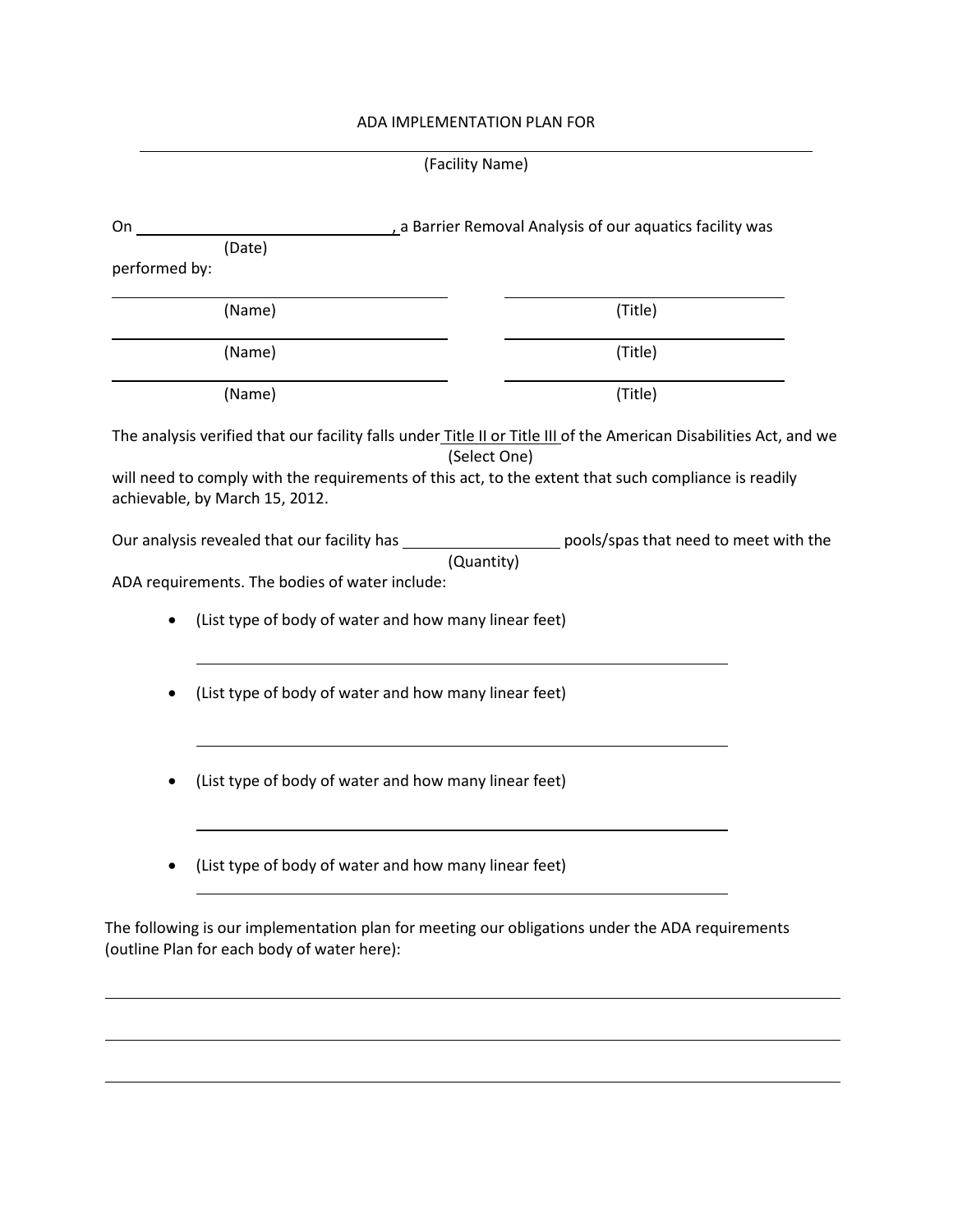# ADA IMPLEMENTATION PLAN FOR

______________________________________________________________

(Facility Name)

On ______________________________, a Barrier Removal Analysis of our aquatics facility was
(Date)
performed by:

| | |
|---|---|
| ______________________ (Name) | ______________________ (Title) |
| ______________________ (Name) | ______________________ (Title) |
| ______________________ (Name) | ______________________ (Title) |

The analysis verified that our facility falls under Title II or Title III of the American Disabilities Act, and we
(Select One)
will need to comply with the requirements of this act, to the extent that such compliance is readily achievable, by March 15, 2012.

Our analysis revealed that our facility has __________________ pools/spas that need to meet with the
(Quantity)
ADA requirements. The bodies of water include:

- (List type of body of water and how many linear feet)

  ______________________________________________

- (List type of body of water and how many linear feet)

  ______________________________________________

- (List type of body of water and how many linear feet)

  ______________________________________________

- (List type of body of water and how many linear feet)

  ______________________________________________

The following is our implementation plan for meeting our obligations under the ADA requirements (outline Plan for each body of water here):

______________________________________________________________

______________________________________________________________

______________________________________________________________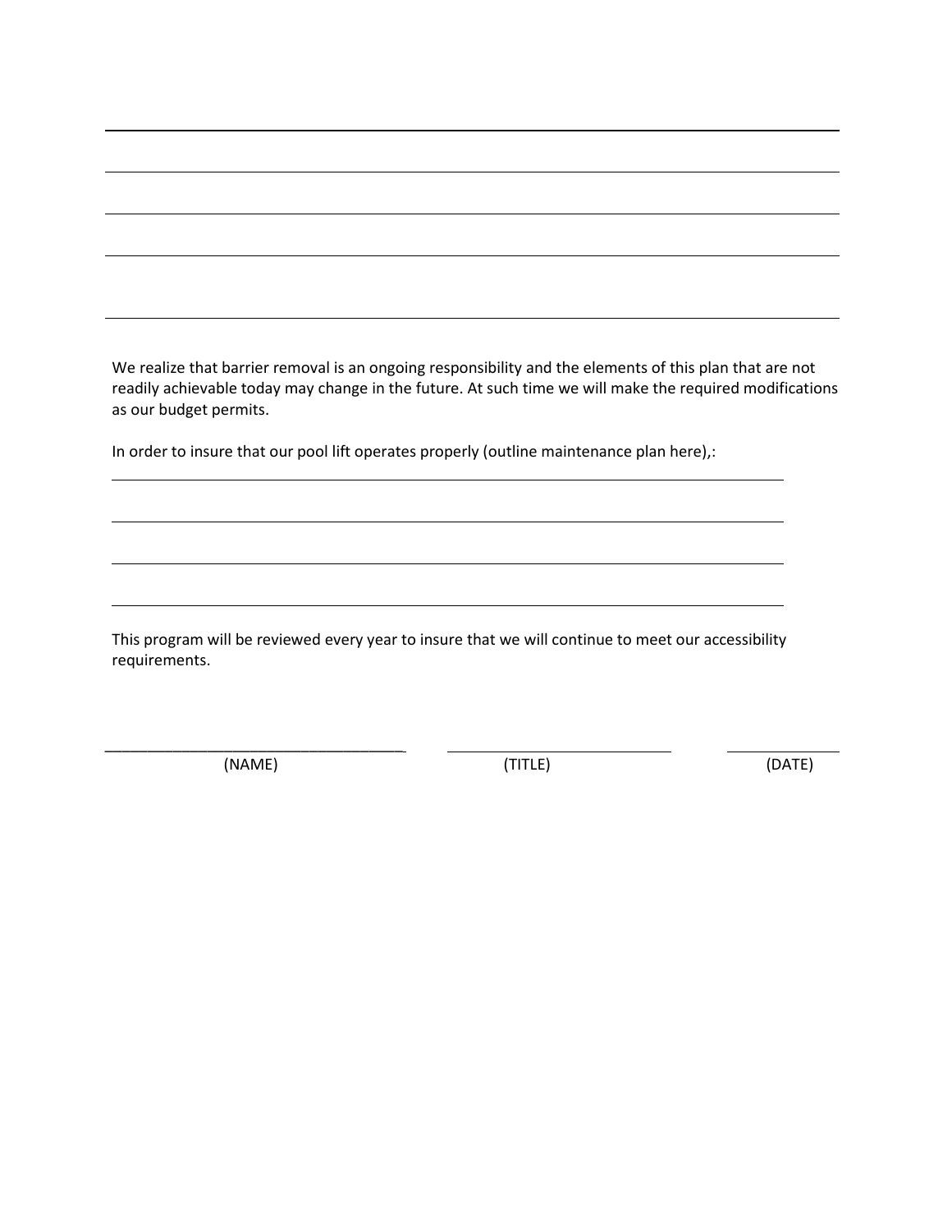\_\_\_\_\_\_\_\_\_\_\_\_\_\_\_\_\_\_\_\_\_\_\_\_\_\_\_\_\_\_\_\_\_\_\_\_\_\_\_\_\_\_\_\_\_\_\_\_\_\_\_\_\_\_\_\_\_\_\_\_\_\_\_\_\_\_\_\_\_\_\_\_\_\_\_\_\_\_

\_\_\_\_\_\_\_\_\_\_\_\_\_\_\_\_\_\_\_\_\_\_\_\_\_\_\_\_\_\_\_\_\_\_\_\_\_\_\_\_\_\_\_\_\_\_\_\_\_\_\_\_\_\_\_\_\_\_\_\_\_\_\_\_\_\_\_\_\_\_\_\_\_\_\_\_\_\_

\_\_\_\_\_\_\_\_\_\_\_\_\_\_\_\_\_\_\_\_\_\_\_\_\_\_\_\_\_\_\_\_\_\_\_\_\_\_\_\_\_\_\_\_\_\_\_\_\_\_\_\_\_\_\_\_\_\_\_\_\_\_\_\_\_\_\_\_\_\_\_\_\_\_\_\_\_\_

\_\_\_\_\_\_\_\_\_\_\_\_\_\_\_\_\_\_\_\_\_\_\_\_\_\_\_\_\_\_\_\_\_\_\_\_\_\_\_\_\_\_\_\_\_\_\_\_\_\_\_\_\_\_\_\_\_\_\_\_\_\_\_\_\_\_\_\_\_\_\_\_\_\_\_\_\_\_

\_\_\_\_\_\_\_\_\_\_\_\_\_\_\_\_\_\_\_\_\_\_\_\_\_\_\_\_\_\_\_\_\_\_\_\_\_\_\_\_\_\_\_\_\_\_\_\_\_\_\_\_\_\_\_\_\_\_\_\_\_\_\_\_\_\_\_\_\_\_\_\_\_\_\_\_\_\_

We realize that barrier removal is an ongoing responsibility and the elements of this plan that are not readily achievable today may change in the future. At such time we will make the required modifications as our budget permits.

In order to insure that our pool lift operates properly (outline maintenance plan here),:

\_\_\_\_\_\_\_\_\_\_\_\_\_\_\_\_\_\_\_\_\_\_\_\_\_\_\_\_\_\_\_\_\_\_\_\_\_\_\_\_\_\_\_\_\_\_\_\_\_\_\_\_\_\_\_\_\_\_\_\_\_\_\_\_\_\_\_\_\_\_\_\_

\_\_\_\_\_\_\_\_\_\_\_\_\_\_\_\_\_\_\_\_\_\_\_\_\_\_\_\_\_\_\_\_\_\_\_\_\_\_\_\_\_\_\_\_\_\_\_\_\_\_\_\_\_\_\_\_\_\_\_\_\_\_\_\_\_\_\_\_\_\_\_\_

\_\_\_\_\_\_\_\_\_\_\_\_\_\_\_\_\_\_\_\_\_\_\_\_\_\_\_\_\_\_\_\_\_\_\_\_\_\_\_\_\_\_\_\_\_\_\_\_\_\_\_\_\_\_\_\_\_\_\_\_\_\_\_\_\_\_\_\_\_\_\_\_

\_\_\_\_\_\_\_\_\_\_\_\_\_\_\_\_\_\_\_\_\_\_\_\_\_\_\_\_\_\_\_\_\_\_\_\_\_\_\_\_\_\_\_\_\_\_\_\_\_\_\_\_\_\_\_\_\_\_\_\_\_\_\_\_\_\_\_\_\_\_\_\_

This program will be reviewed every year to insure that we will continue to meet our accessibility requirements.

| | | |
|---|---|---|
| \_\_\_\_\_\_\_\_\_\_\_\_\_\_\_\_\_\_\_\_\_\_\_\_\_\_\_\_\_\_\_\_\_\_ | \_\_\_\_\_\_\_\_\_\_\_\_\_\_\_\_\_\_\_\_\_\_\_\_\_\_ | \_\_\_\_\_\_\_\_\_\_\_\_\_ |
| (NAME) | (TITLE) | (DATE) |